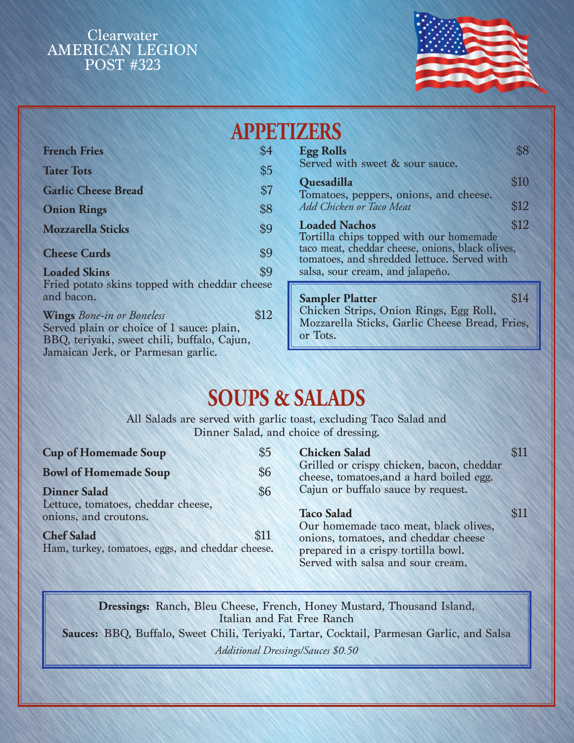Clearwater
AMERICAN LEGION
POST #323

# APPETIZERS

**French Fries** $4

**Tater Tots** $5

**Garlic Cheese Bread** $7

**Onion Rings** $8

**Mozzarella Sticks** $9

**Cheese Curds** $9

**Loaded Skins** $9
Fried potato skins topped with cheddar cheese and bacon.

**Wings** *Bone-in or Boneless* $12
Served plain or choice of 1 sauce: plain, BBQ, teriyaki, sweet chili, buffalo, Cajun, Jamaican Jerk, or Parmesan garlic.

**Egg Rolls** $8
Served with sweet & sour sauce.

**Quesadilla** $10
Tomatoes, peppers, onions, and cheese.
*Add Chicken or Taco Meat* $12

**Loaded Nachos** $12
Tortilla chips topped with our homemade taco meat, cheddar cheese, onions, black olives, tomatoes, and shredded lettuce. Served with salsa, sour cream, and jalapeño.

**Sampler Platter** $14
Chicken Strips, Onion Rings, Egg Roll, Mozzarella Sticks, Garlic Cheese Bread, Fries, or Tots.

# SOUPS & SALADS

All Salads are served with garlic toast, excluding Taco Salad and Dinner Salad, and choice of dressing.

**Cup of Homemade Soup** $5

**Bowl of Homemade Soup** $6

**Dinner Salad** $6
Lettuce, tomatoes, cheddar cheese, onions, and croutons.

**Chef Salad** $11
Ham, turkey, tomatoes, eggs, and cheddar cheese.

**Chicken Salad** $11
Grilled or crispy chicken, bacon, cheddar cheese, tomatoes,and a hard boiled egg. Cajun or buffalo sauce by request.

**Taco Salad** $11
Our homemade taco meat, black olives, onions, tomatoes, and cheddar cheese prepared in a crispy tortilla bowl. Served with salsa and sour cream.

**Dressings:** Ranch, Bleu Cheese, French, Honey Mustard, Thousand Island, Italian and Fat Free Ranch

**Sauces:** BBQ, Buffalo, Sweet Chili, Teriyaki, Tartar, Cocktail, Parmesan Garlic, and Salsa

*Additional Dressings/Sauces $0.50*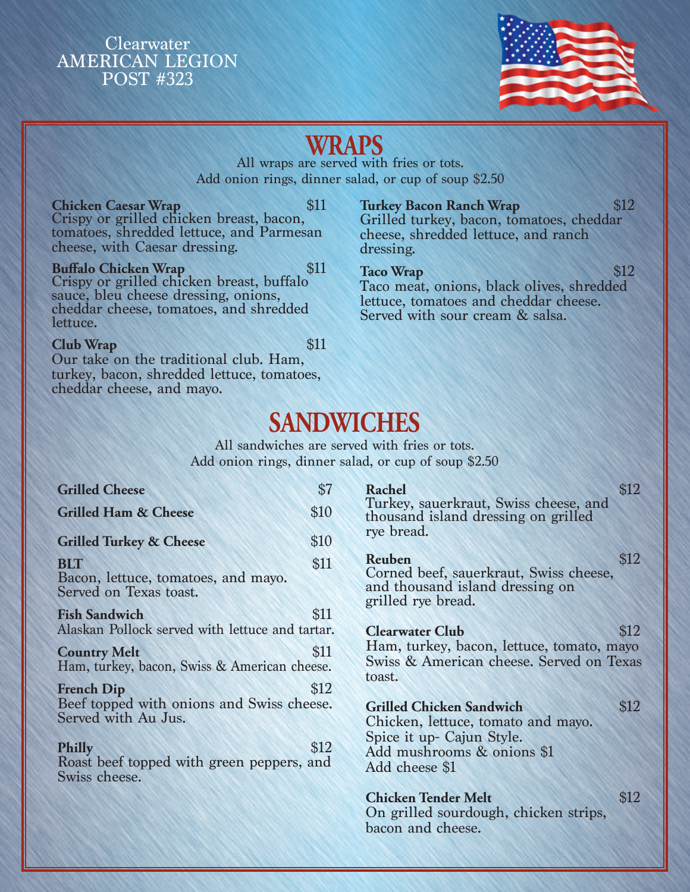Clearwater
AMERICAN LEGION
POST #323

# WRAPS

All wraps are served with fries or tots.
Add onion rings, dinner salad, or cup of soup $2.50

**Chicken Caesar Wrap** $11
Crispy or grilled chicken breast, bacon, tomatoes, shredded lettuce, and Parmesan cheese, with Caesar dressing.

**Buffalo Chicken Wrap** $11
Crispy or grilled chicken breast, buffalo sauce, bleu cheese dressing, onions, cheddar cheese, tomatoes, and shredded lettuce.

**Club Wrap** $11
Our take on the traditional club. Ham, turkey, bacon, shredded lettuce, tomatoes, cheddar cheese, and mayo.

**Turkey Bacon Ranch Wrap** $12
Grilled turkey, bacon, tomatoes, cheddar cheese, shredded lettuce, and ranch dressing.

**Taco Wrap** $12
Taco meat, onions, black olives, shredded lettuce, tomatoes and cheddar cheese. Served with sour cream & salsa.

# SANDWICHES

All sandwiches are served with fries or tots.
Add onion rings, dinner salad, or cup of soup $2.50

**Grilled Cheese** $7

**Grilled Ham & Cheese** $10

**Grilled Turkey & Cheese** $10

**BLT** $11
Bacon, lettuce, tomatoes, and mayo. Served on Texas toast.

**Fish Sandwich** $11
Alaskan Pollock served with lettuce and tartar.

**Country Melt** $11
Ham, turkey, bacon, Swiss & American cheese.

**French Dip** $12
Beef topped with onions and Swiss cheese. Served with Au Jus.

**Philly** $12
Roast beef topped with green peppers, and Swiss cheese.

**Rachel** $12
Turkey, sauerkraut, Swiss cheese, and thousand island dressing on grilled rye bread.

**Reuben** $12
Corned beef, sauerkraut, Swiss cheese, and thousand island dressing on grilled rye bread.

**Clearwater Club** $12
Ham, turkey, bacon, lettuce, tomato, mayo Swiss & American cheese. Served on Texas toast.

**Grilled Chicken Sandwich** $12
Chicken, lettuce, tomato and mayo.
Spice it up- Cajun Style.
Add mushrooms & onions $1
Add cheese $1

**Chicken Tender Melt** $12
On grilled sourdough, chicken strips, bacon and cheese.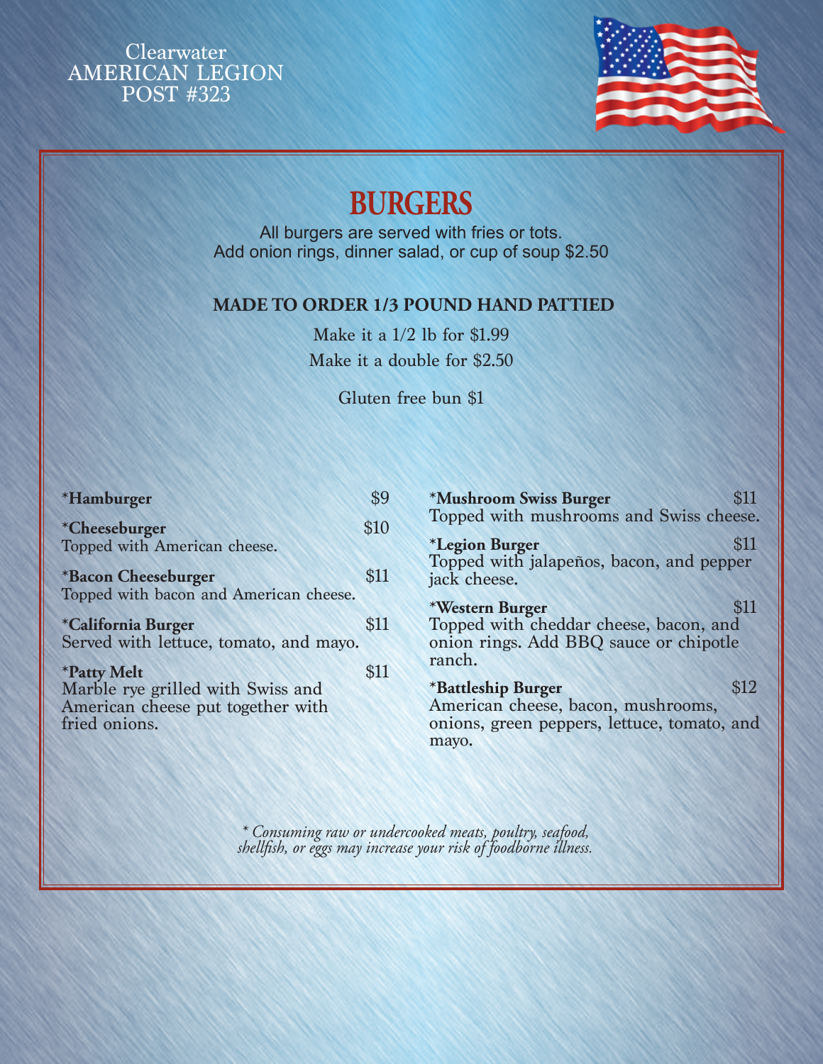Clearwater
AMERICAN LEGION
POST #323

# BURGERS

All burgers are served with fries or tots.
Add onion rings, dinner salad, or cup of soup $2.50

**MADE TO ORDER 1/3 POUND HAND PATTIED**

Make it a 1/2 lb for $1.99
Make it a double for $2.50

Gluten free bun $1

***Hamburger** $9

***Cheeseburger** $10
Topped with American cheese.

***Bacon Cheeseburger** $11
Topped with bacon and American cheese.

***California Burger** $11
Served with lettuce, tomato, and mayo.

***Patty Melt** $11
Marble rye grilled with Swiss and American cheese put together with fried onions.

***Mushroom Swiss Burger** $11
Topped with mushrooms and Swiss cheese.

***Legion Burger** $11
Topped with jalapeños, bacon, and pepper jack cheese.

***Western Burger** $11
Topped with cheddar cheese, bacon, and onion rings. Add BBQ sauce or chipotle ranch.

***Battleship Burger** $12
American cheese, bacon, mushrooms, onions, green peppers, lettuce, tomato, and mayo.

*\* Consuming raw or undercooked meats, poultry, seafood, shellfish, or eggs may increase your risk of foodborne illness.*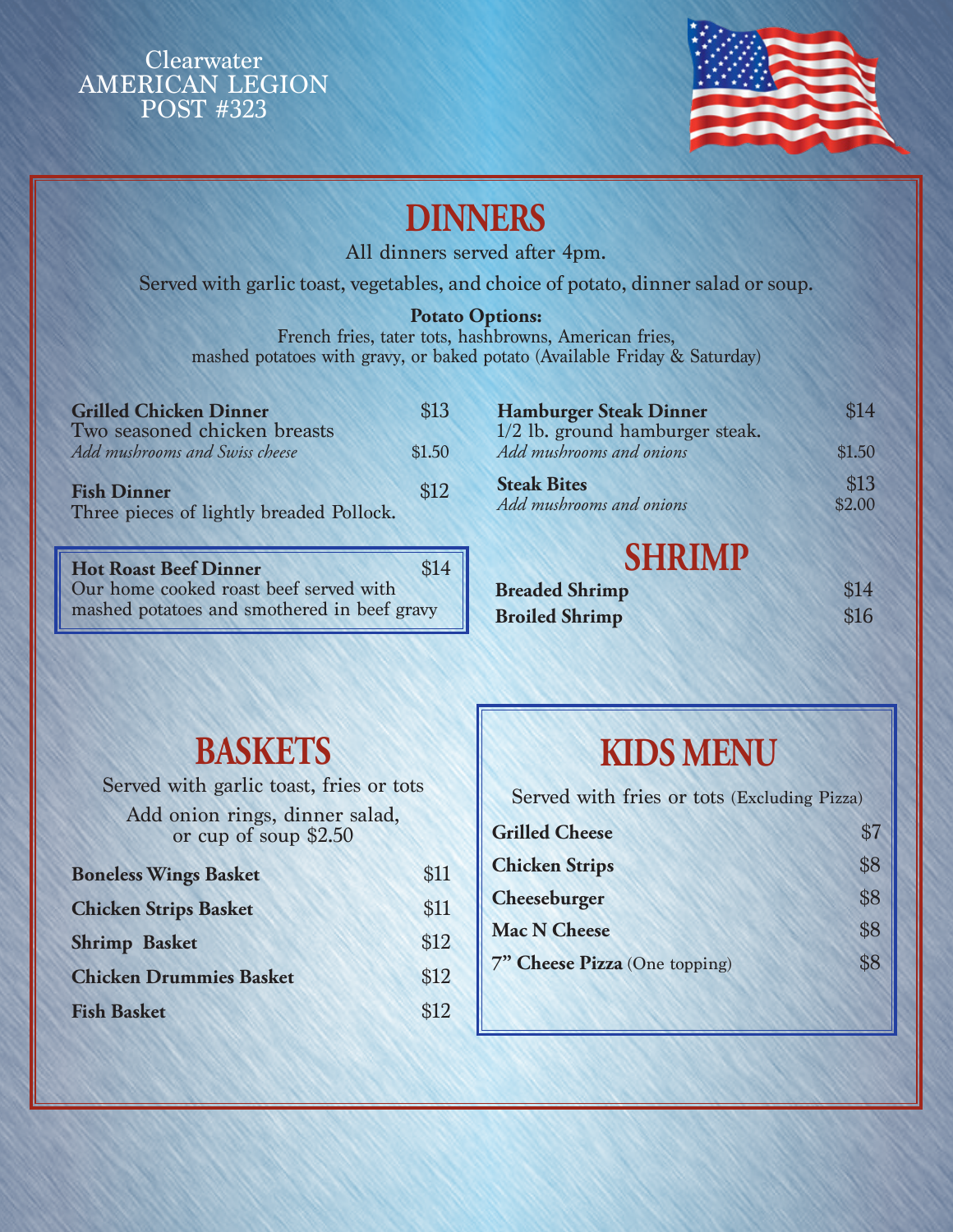Clearwater
AMERICAN LEGION
POST #323

# DINNERS

All dinners served after 4pm.

Served with garlic toast, vegetables, and choice of potato, dinner salad or soup.

**Potato Options:**
French fries, tater tots, hashbrowns, American fries,
mashed potatoes with gravy, or baked potato (Available Friday & Saturday)

**Grilled Chicken Dinner** — $13
Two seasoned chicken breasts
*Add mushrooms and Swiss cheese* — $1.50

**Fish Dinner** — $12
Three pieces of lightly breaded Pollock.

**Hot Roast Beef Dinner** — $14
Our home cooked roast beef served with mashed potatoes and smothered in beef gravy

**Hamburger Steak Dinner** — $14
1/2 lb. ground hamburger steak.
*Add mushrooms and onions* — $1.50

**Steak Bites** — $13
*Add mushrooms and onions* — $2.00

## SHRIMP

| Item | Price |
|---|---|
| **Breaded Shrimp** | $14 |
| **Broiled Shrimp** | $16 |

## BASKETS

Served with garlic toast, fries or tots

Add onion rings, dinner salad, or cup of soup $2.50

| Item | Price |
|---|---|
| **Boneless Wings Basket** | $11 |
| **Chicken Strips Basket** | $11 |
| **Shrimp Basket** | $12 |
| **Chicken Drummies Basket** | $12 |
| **Fish Basket** | $12 |

## KIDS MENU

Served with fries or tots (Excluding Pizza)

| Item | Price |
|---|---|
| **Grilled Cheese** | $7 |
| **Chicken Strips** | $8 |
| **Cheeseburger** | $8 |
| **Mac N Cheese** | $8 |
| **7" Cheese Pizza** (One topping) | $8 |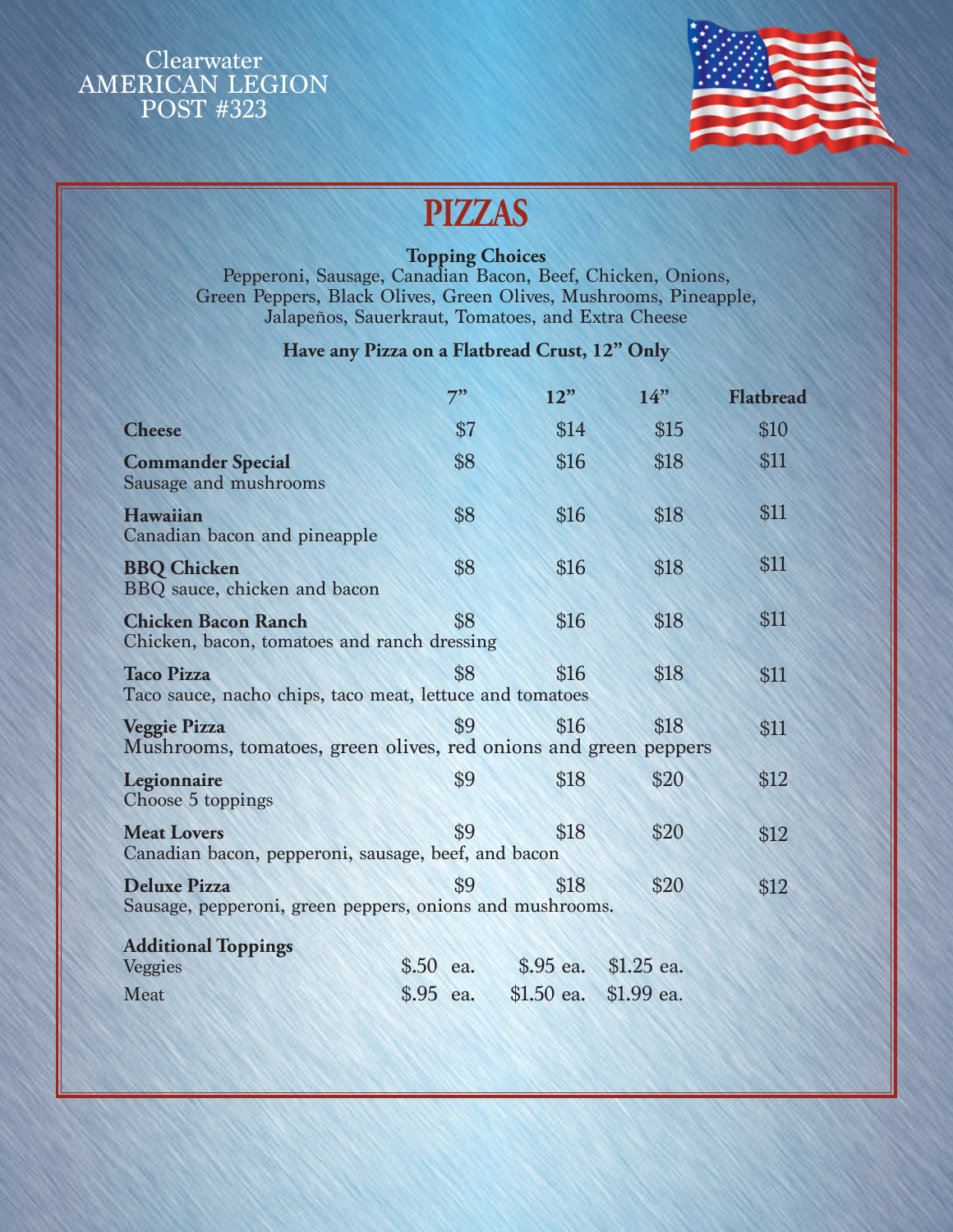Clearwater
AMERICAN LEGION
POST #323

# PIZZAS

**Topping Choices**
Pepperoni, Sausage, Canadian Bacon, Beef, Chicken, Onions, Green Peppers, Black Olives, Green Olives, Mushrooms, Pineapple, Jalapeños, Sauerkraut, Tomatoes, and Extra Cheese

**Have any Pizza on a Flatbread Crust, 12" Only**

| | 7" | 12" | 14" | Flatbread |
|---|---|---|---|---|
| **Cheese** | $7 | $14 | $15 | $10 |
| **Commander Special**<br>Sausage and mushrooms | $8 | $16 | $18 | $11 |
| **Hawaiian**<br>Canadian bacon and pineapple | $8 | $16 | $18 | $11 |
| **BBQ Chicken**<br>BBQ sauce, chicken and bacon | $8 | $16 | $18 | $11 |
| **Chicken Bacon Ranch**<br>Chicken, bacon, tomatoes and ranch dressing | $8 | $16 | $18 | $11 |
| **Taco Pizza**<br>Taco sauce, nacho chips, taco meat, lettuce and tomatoes | $8 | $16 | $18 | $11 |
| **Veggie Pizza**<br>Mushrooms, tomatoes, green olives, red onions and green peppers | $9 | $16 | $18 | $11 |
| **Legionnaire**<br>Choose 5 toppings | $9 | $18 | $20 | $12 |
| **Meat Lovers**<br>Canadian bacon, pepperoni, sausage, beef, and bacon | $9 | $18 | $20 | $12 |
| **Deluxe Pizza**<br>Sausage, pepperoni, green peppers, onions and mushrooms. | $9 | $18 | $20 | $12 |
| **Additional Toppings** | | | | |
| Veggies | $.50 ea. | $.95 ea. | $1.25 ea. | |
| Meat | $.95 ea. | $1.50 ea. | $1.99 ea. | |